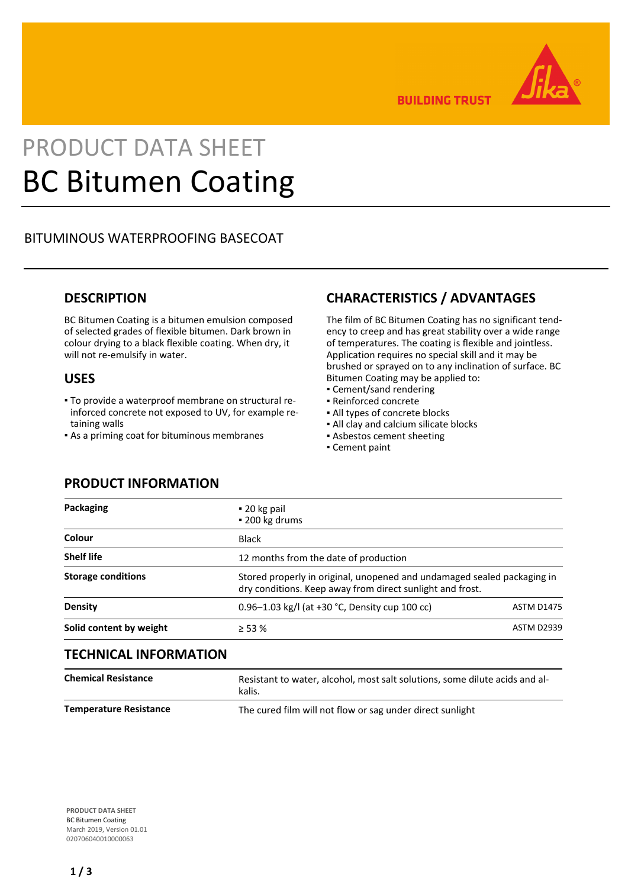# PRODUCT DATA SHEET

# BC Bitumen Coating

## BITUMINOUS WATERPROOFING BASECOAT

## DESCRIPTION

BC Bitumen Coating is a bitumen emulsion composed of selected grades of flexible bitumen. Dark brown in colour drying to a black flexible coating. When dry, it will not re-emulsify in water.

## USES

- To provide a waterproof membrane on structural reinforced concrete not exposed to UV, for example retaining walls
- As a priming coat for bituminous membranes

## CHARACTERISTICS / ADVANTAGES

The film of BC Bitumen Coating has no significant tendency to creep and has great stability over a wide range of temperatures. The coating is flexible and jointless. Application requires no special skill and it may be brushed or sprayed on to any inclination of surface. BC Bitumen Coating may be applied to:

- Cement/sand rendering
- Reinforced concrete
- All types of concrete blocks
- All clay and calcium silicate blocks
- Asbestos cement sheeting
- Cement paint

## PRODUCT INFORMATION

| | | |
|---|---|---|
| **Packaging** | ▪ 20 kg pail<br>▪ 200 kg drums | |
| **Colour** | Black | |
| **Shelf life** | 12 months from the date of production | |
| **Storage conditions** | Stored properly in original, unopened and undamaged sealed packaging in dry conditions. Keep away from direct sunlight and frost. | |
| **Density** | 0.96–1.03 kg/l (at +30 °C, Density cup 100 cc) | ASTM D1475 |
| **Solid content by weight** | ≥ 53 % | ASTM D2939 |

## TECHNICAL INFORMATION

| | |
|---|---|
| **Chemical Resistance** | Resistant to water, alcohol, most salt solutions, some dilute acids and alkalis. |
| **Temperature Resistance** | The cured film will not flow or sag under direct sunlight |

**PRODUCT DATA SHEET**
BC Bitumen Coating
March 2019, Version 01.01
020706040010000063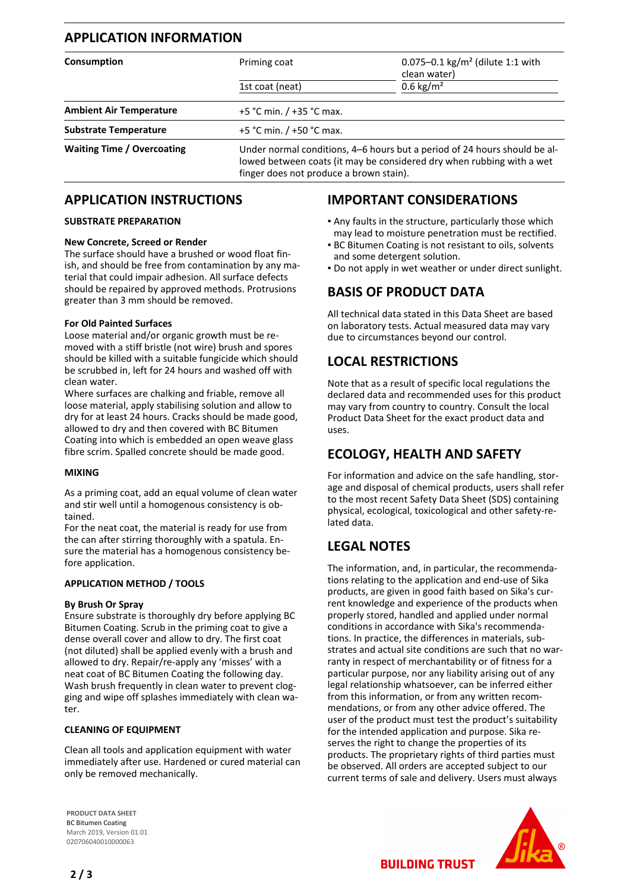## APPLICATION INFORMATION

| | | |
|---|---|---|
| **Consumption** | Priming coat | 0.075–0.1 kg/m² (dilute 1:1 with clean water) |
| | 1st coat (neat) | 0.6 kg/m² |
| **Ambient Air Temperature** | +5 °C min. / +35 °C max. | |
| **Substrate Temperature** | +5 °C min. / +50 °C max. | |
| **Waiting Time / Overcoating** | Under normal conditions, 4–6 hours but a period of 24 hours should be allowed between coats (it may be considered dry when rubbing with a wet finger does not produce a brown stain). | |

## APPLICATION INSTRUCTIONS

### SUBSTRATE PREPARATION

**New Concrete, Screed or Render**

The surface should have a brushed or wood float finish, and should be free from contamination by any material that could impair adhesion. All surface defects should be repaired by approved methods. Protrusions greater than 3 mm should be removed.

**For Old Painted Surfaces**

Loose material and/or organic growth must be removed with a stiff bristle (not wire) brush and spores should be killed with a suitable fungicide which should be scrubbed in, left for 24 hours and washed off with clean water.

Where surfaces are chalking and friable, remove all loose material, apply stabilising solution and allow to dry for at least 24 hours. Cracks should be made good, allowed to dry and then covered with BC Bitumen Coating into which is embedded an open weave glass fibre scrim. Spalled concrete should be made good.

### MIXING

As a priming coat, add an equal volume of clean water and stir well until a homogenous consistency is obtained.

For the neat coat, the material is ready for use from the can after stirring thoroughly with a spatula. Ensure the material has a homogenous consistency before application.

### APPLICATION METHOD / TOOLS

**By Brush Or Spray**

Ensure substrate is thoroughly dry before applying BC Bitumen Coating. Scrub in the priming coat to give a dense overall cover and allow to dry. The first coat (not diluted) shall be applied evenly with a brush and allowed to dry. Repair/re-apply any 'misses' with a neat coat of BC Bitumen Coating the following day. Wash brush frequently in clean water to prevent clogging and wipe off splashes immediately with clean water.

### CLEANING OF EQUIPMENT

Clean all tools and application equipment with water immediately after use. Hardened or cured material can only be removed mechanically.

## IMPORTANT CONSIDERATIONS

- Any faults in the structure, particularly those which may lead to moisture penetration must be rectified.
- BC Bitumen Coating is not resistant to oils, solvents and some detergent solution.
- Do not apply in wet weather or under direct sunlight.

## BASIS OF PRODUCT DATA

All technical data stated in this Data Sheet are based on laboratory tests. Actual measured data may vary due to circumstances beyond our control.

## LOCAL RESTRICTIONS

Note that as a result of specific local regulations the declared data and recommended uses for this product may vary from country to country. Consult the local Product Data Sheet for the exact product data and uses.

## ECOLOGY, HEALTH AND SAFETY

For information and advice on the safe handling, storage and disposal of chemical products, users shall refer to the most recent Safety Data Sheet (SDS) containing physical, ecological, toxicological and other safety-related data.

## LEGAL NOTES

The information, and, in particular, the recommendations relating to the application and end-use of Sika products, are given in good faith based on Sika's current knowledge and experience of the products when properly stored, handled and applied under normal conditions in accordance with Sika's recommendations. In practice, the differences in materials, substrates and actual site conditions are such that no warranty in respect of merchantability or of fitness for a particular purpose, nor any liability arising out of any legal relationship whatsoever, can be inferred either from this information, or from any written recommendations, or from any other advice offered. The user of the product must test the product's suitability for the intended application and purpose. Sika reserves the right to change the properties of its products. The proprietary rights of third parties must be observed. All orders are accepted subject to our current terms of sale and delivery. Users must always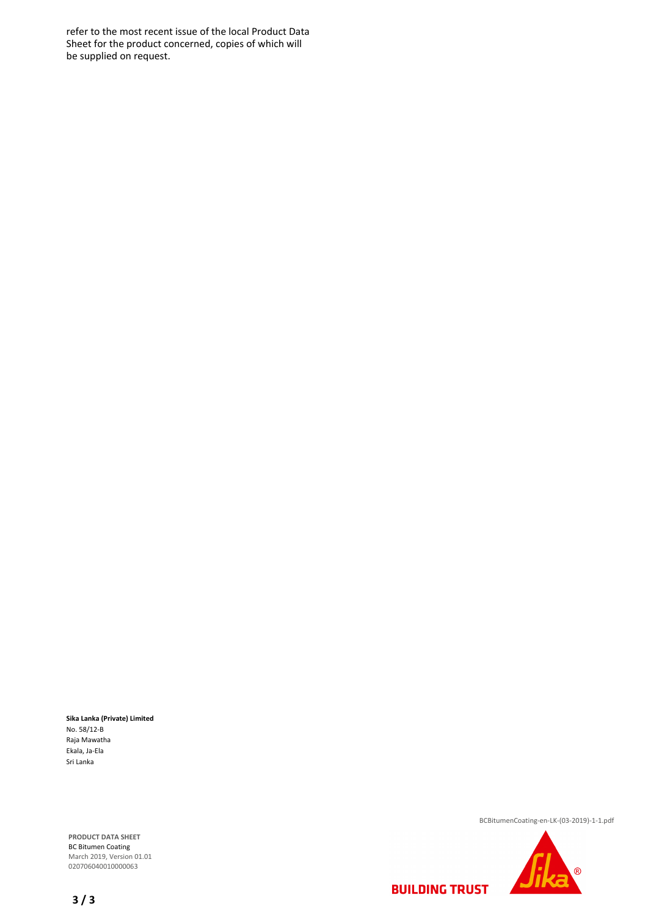refer to the most recent issue of the local Product Data Sheet for the product concerned, copies of which will be supplied on request.

**Sika Lanka (Private) Limited**
No. 58/12-B
Raja Mawatha
Ekala, Ja-Ela
Sri Lanka